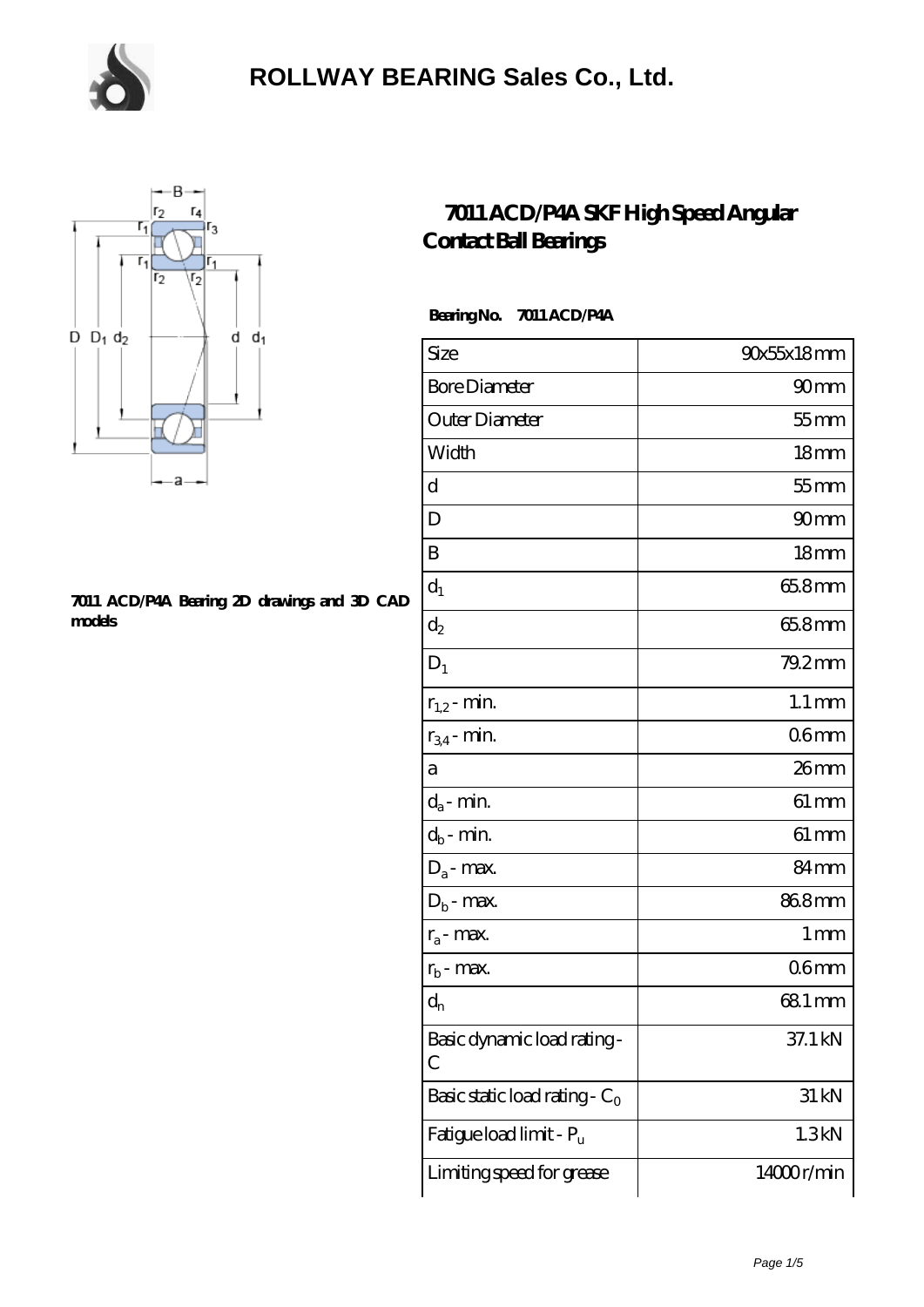# ROLLWAY BEARING Sales Co., Ltd.

## 7011 ACD/P4A SKF High Speed Angular Contact Ball Bearings

**7011 ACD/P4A Bearing 2D drawings and 3D CAD models**

**Bearing No. 7011 ACD/P4A**

| | |
|---|---|
| Size | 90x55x18 mm |
| Bore Diameter | 90 mm |
| Outer Diameter | 55 mm |
| Width | 18 mm |
| d | 55 mm |
| D | 90 mm |
| B | 18 mm |
| $d_1$ | 65.8 mm |
| $d_2$ | 65.8 mm |
| $D_1$ | 79.2 mm |
| $r_{1,2}$ - min. | 1.1 mm |
| $r_{3,4}$ - min. | 0.6 mm |
| a | 26 mm |
| $d_a$ - min. | 61 mm |
| $d_b$ - min. | 61 mm |
| $D_a$ - max. | 84 mm |
| $D_b$ - max. | 86.8 mm |
| $r_a$ - max. | 1 mm |
| $r_b$ - max. | 0.6 mm |
| $d_n$ | 68.1 mm |
| Basic dynamic load rating - C | 37.1 kN |
| Basic static load rating - $C_0$ | 31 kN |
| Fatigue load limit - $P_u$ | 1.3 kN |
| Limiting speed for grease | 14000 r/min |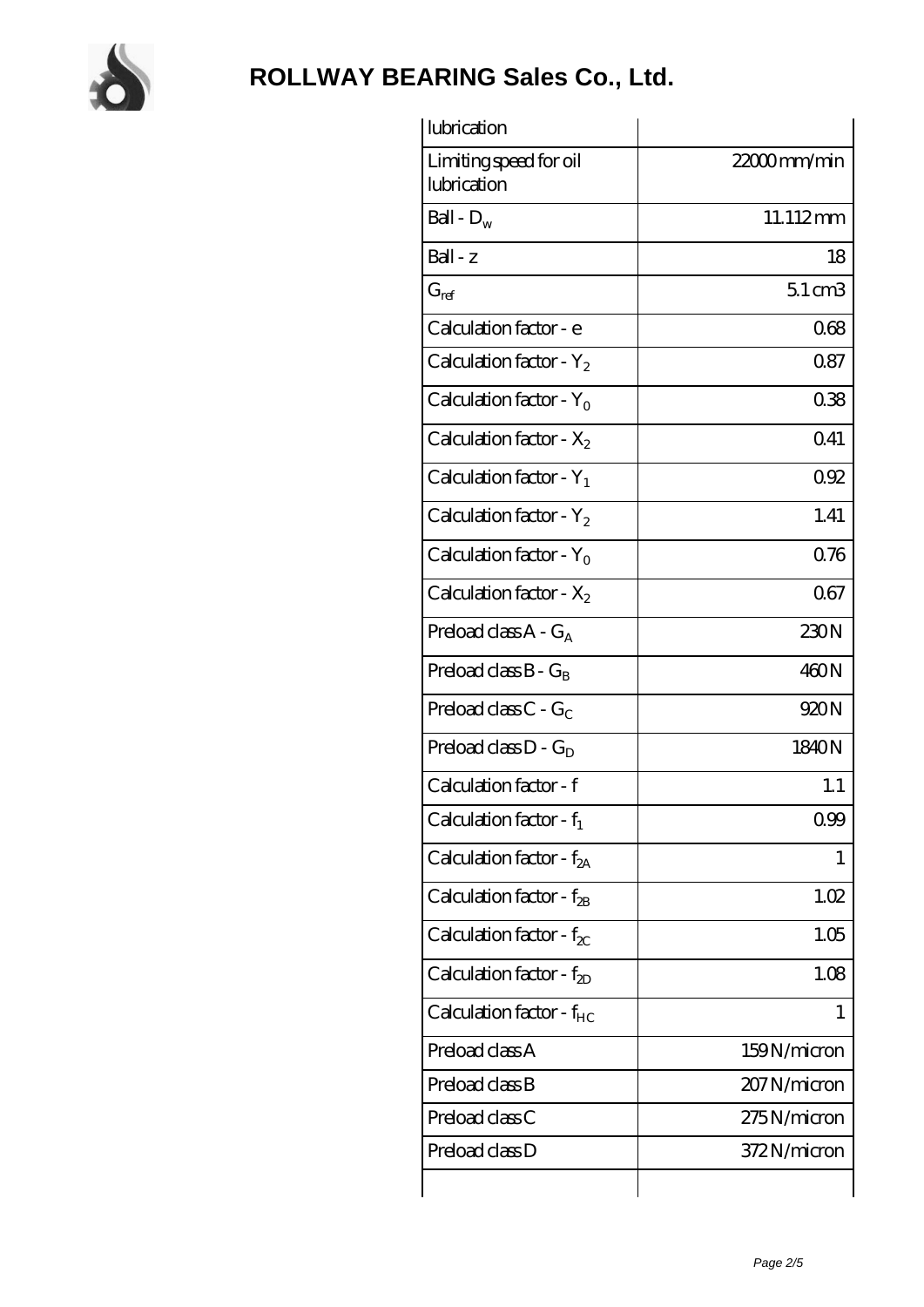# ROLLWAY BEARING Sales Co., Ltd.

| lubrication | |
|---|---|
| Limiting speed for oil lubrication | 22000 mm/min |
| Ball - $D_w$ | 11.112 mm |
| Ball - z | 18 |
| $G_{ref}$ | 5.1 cm3 |
| Calculation factor - e | 0.68 |
| Calculation factor - $Y_2$ | 0.87 |
| Calculation factor - $Y_0$ | 0.38 |
| Calculation factor - $X_2$ | 0.41 |
| Calculation factor - $Y_1$ | 0.92 |
| Calculation factor - $Y_2$ | 1.41 |
| Calculation factor - $Y_0$ | 0.76 |
| Calculation factor - $X_2$ | 0.67 |
| Preload class A - $G_A$ | 230 N |
| Preload class B - $G_B$ | 460 N |
| Preload class C - $G_C$ | 920 N |
| Preload class D - $G_D$ | 1840 N |
| Calculation factor - f | 1.1 |
| Calculation factor - $f_1$ | 0.99 |
| Calculation factor - $f_{2A}$ | 1 |
| Calculation factor - $f_{2B}$ | 1.02 |
| Calculation factor - $f_{2C}$ | 1.05 |
| Calculation factor - $f_{2D}$ | 1.08 |
| Calculation factor - $f_{HC}$ | 1 |
| Preload class A | 159 N/micron |
| Preload class B | 207 N/micron |
| Preload class C | 275 N/micron |
| Preload class D | 372 N/micron |
| | |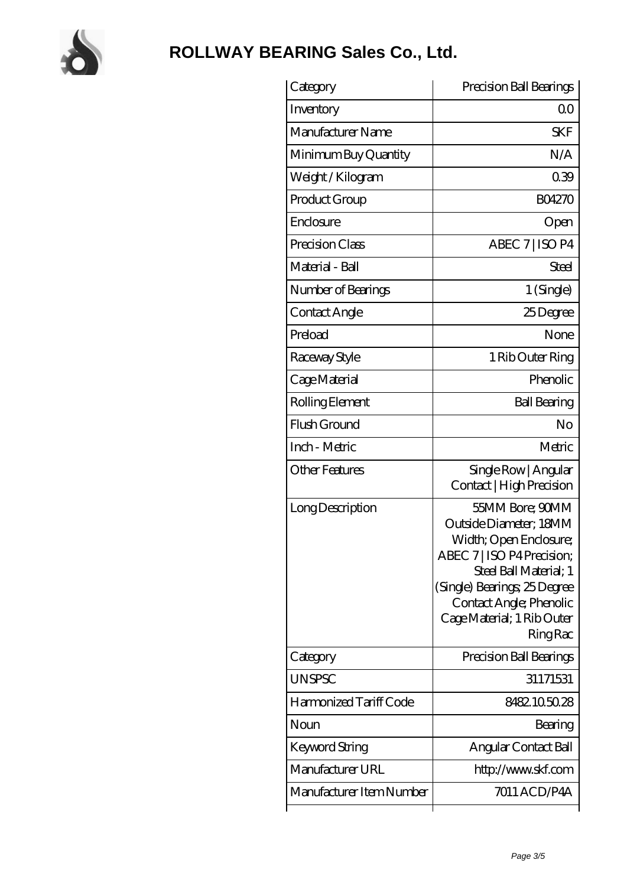# ROLLWAY BEARING Sales Co., Ltd.

| Category | Precision Ball Bearings |
|---|---|
| Inventory | 0.0 |
| Manufacturer Name | SKF |
| Minimum Buy Quantity | N/A |
| Weight / Kilogram | 0.39 |
| Product Group | B04270 |
| Enclosure | Open |
| Precision Class | ABEC 7 \| ISO P4 |
| Material - Ball | Steel |
| Number of Bearings | 1 (Single) |
| Contact Angle | 25 Degree |
| Preload | None |
| Raceway Style | 1 Rib Outer Ring |
| Cage Material | Phenolic |
| Rolling Element | Ball Bearing |
| Flush Ground | No |
| Inch - Metric | Metric |
| Other Features | Single Row \| Angular Contact \| High Precision |
| Long Description | 55MM Bore; 90MM Outside Diameter; 18MM Width; Open Enclosure; ABEC 7 \| ISO P4 Precision; Steel Ball Material; 1 (Single) Bearings; 25 Degree Contact Angle; Phenolic Cage Material; 1 Rib Outer Ring Rac |
| Category | Precision Ball Bearings |
| UNSPSC | 31171531 |
| Harmonized Tariff Code | 8482.10.50.28 |
| Noun | Bearing |
| Keyword String | Angular Contact Ball |
| Manufacturer URL | http://www.skf.com |
| Manufacturer Item Number | 7011 ACD/P4A |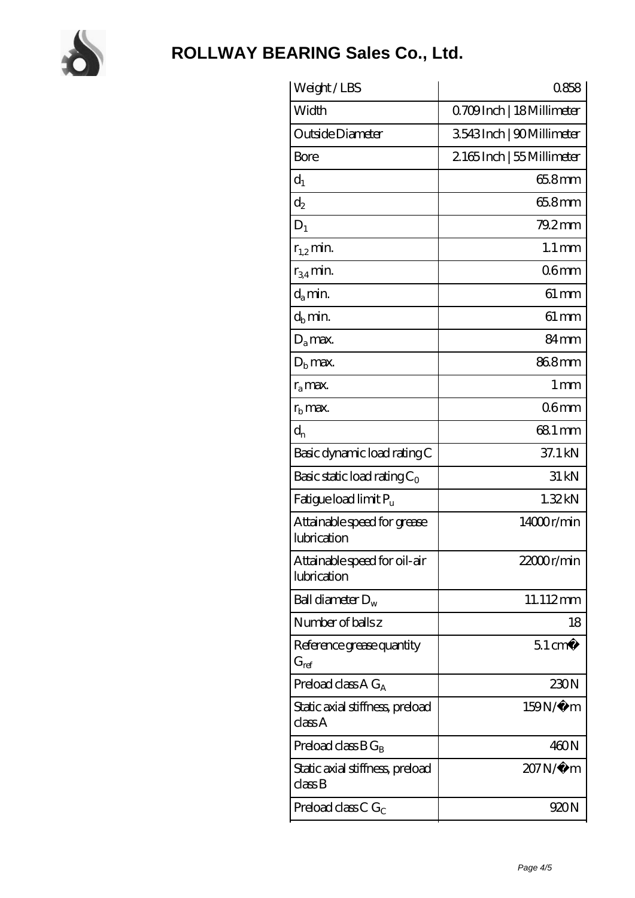## ROLLWAY BEARING Sales Co., Ltd.

| | |
|---|---|
| Weight / LBS | 0.858 |
| Width | 0.709 Inch \| 18 Millimeter |
| Outside Diameter | 3.543 Inch \| 90 Millimeter |
| Bore | 2.165 Inch \| 55 Millimeter |
| $d_1$ | 65.8 mm |
| $d_2$ | 65.8 mm |
| $D_1$ | 79.2 mm |
| $r_{1,2}$ min. | 1.1 mm |
| $r_{3,4}$ min. | 0.6 mm |
| $d_a$ min. | 61 mm |
| $d_b$ min. | 61 mm |
| $D_a$ max. | 84 mm |
| $D_b$ max. | 86.8 mm |
| $r_a$ max. | 1 mm |
| $r_b$ max. | 0.6 mm |
| $d_n$ | 68.1 mm |
| Basic dynamic load rating C | 37.1 kN |
| Basic static load rating $C_0$ | 31 kN |
| Fatigue load limit $P_u$ | 1.32 kN |
| Attainable speed for grease lubrication | 14000 r/min |
| Attainable speed for oil-air lubrication | 22000 r/min |
| Ball diameter $D_w$ | 11.112 mm |
| Number of balls z | 18 |
| Reference grease quantity $G_{ref}$ | 5.1 cm� |
| Preload class A $G_A$ | 230 N |
| Static axial stiffness, preload class A | 159 N/�m |
| Preload class B $G_B$ | 460 N |
| Static axial stiffness, preload class B | 207 N/�m |
| Preload class C $G_C$ | 920 N |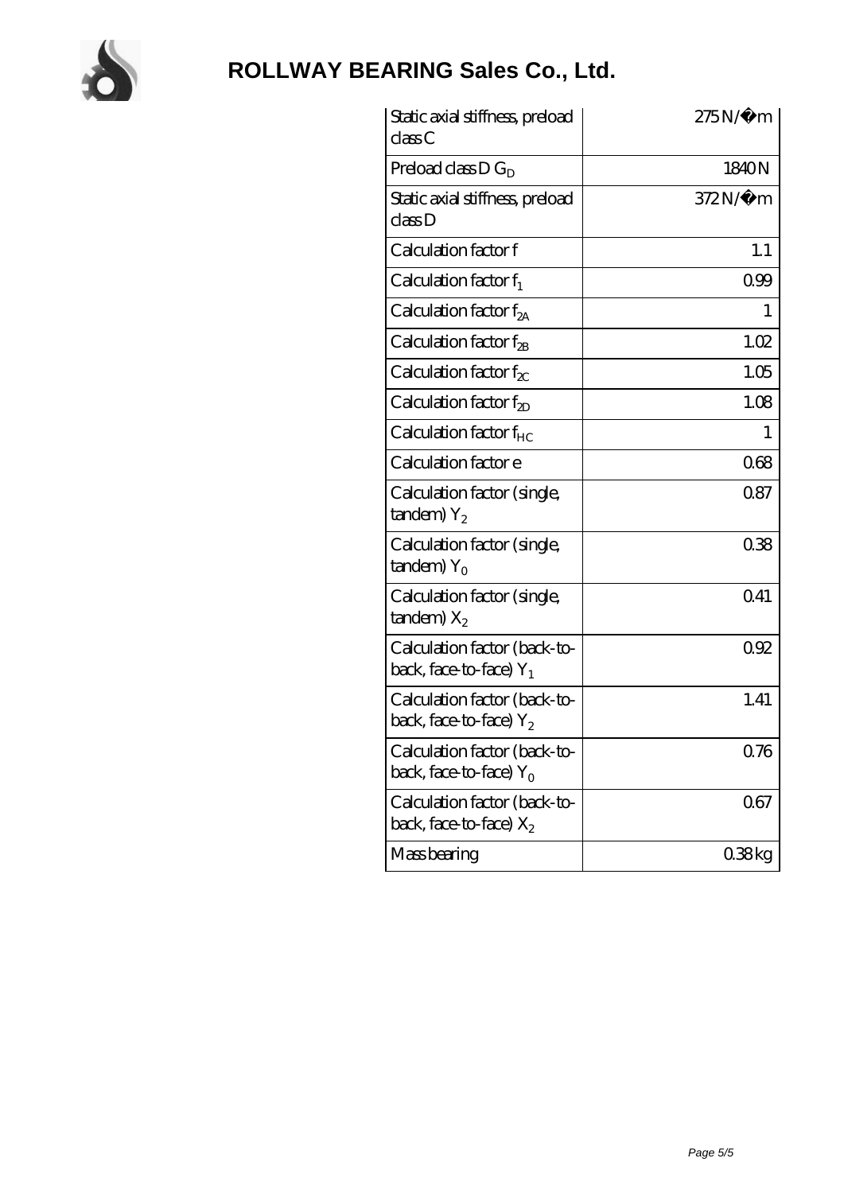| | |
|---|---|
| Static axial stiffness, preload class C | 275 N/�m |
| Preload class D $G_D$ | 1840 N |
| Static axial stiffness, preload class D | 372 N/�m |
| Calculation factor f | 1.1 |
| Calculation factor $f_1$ | 0.99 |
| Calculation factor $f_{2A}$ | 1 |
| Calculation factor $f_{2B}$ | 1.02 |
| Calculation factor $f_{2C}$ | 1.05 |
| Calculation factor $f_{2D}$ | 1.08 |
| Calculation factor $f_{HC}$ | 1 |
| Calculation factor e | 0.68 |
| Calculation factor (single, tandem) $Y_2$ | 0.87 |
| Calculation factor (single, tandem) $Y_0$ | 0.38 |
| Calculation factor (single, tandem) $X_2$ | 0.41 |
| Calculation factor (back-to-back, face-to-face) $Y_1$ | 0.92 |
| Calculation factor (back-to-back, face-to-face) $Y_2$ | 1.41 |
| Calculation factor (back-to-back, face-to-face) $Y_0$ | 0.76 |
| Calculation factor (back-to-back, face-to-face) $X_2$ | 0.67 |
| Mass bearing | 0.38 kg |